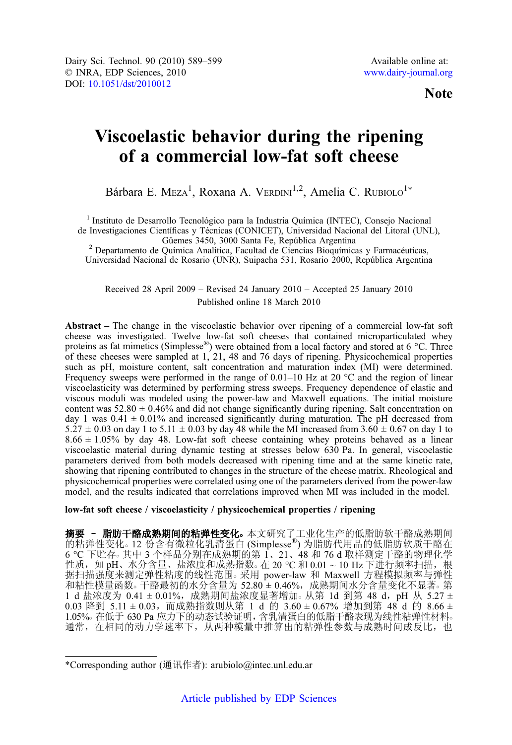Dairy Sci. Technol. 90 (2010) 589–599
© INRA, EDP Sciences, 2010
DOI: 10.1051/dst/2010012

Available online at:
www.dairy-journal.org

**Note**

# Viscoelastic behavior during the ripening of a commercial low-fat soft cheese

Bárbara E. Meza[1], Roxana A. Verdini[1,2], Amelia C. Rubiolo[1]*

[1] Instituto de Desarrollo Tecnológico para la Industria Química (INTEC), Consejo Nacional de Investigaciones Científicas y Técnicas (CONICET), Universidad Nacional del Litoral (UNL), Güemes 3450, 3000 Santa Fe, República Argentina

[2] Departamento de Química Analítica, Facultad de Ciencias Bioquímicas y Farmacéuticas, Universidad Nacional de Rosario (UNR), Suipacha 531, Rosario 2000, República Argentina

Received 28 April 2009 – Revised 24 January 2010 – Accepted 25 January 2010
Published online 18 March 2010

**Abstract** – The change in the viscoelastic behavior over ripening of a commercial low-fat soft cheese was investigated. Twelve low-fat soft cheeses that contained microparticulated whey proteins as fat mimetics (Simplesse®) were obtained from a local factory and stored at 6 °C. Three of these cheeses were sampled at 1, 21, 48 and 76 days of ripening. Physicochemical properties such as pH, moisture content, salt concentration and maturation index (MI) were determined. Frequency sweeps were performed in the range of 0.01–10 Hz at 20 °C and the region of linear viscoelasticity was determined by performing stress sweeps. Frequency dependence of elastic and viscous moduli was modeled using the power-law and Maxwell equations. The initial moisture content was 52.80 ± 0.46% and did not change significantly during ripening. Salt concentration on day 1 was 0.41 ± 0.01% and increased significantly during maturation. The pH decreased from 5.27 ± 0.03 on day 1 to 5.11 ± 0.03 by day 48 while the MI increased from 3.60 ± 0.67 on day 1 to 8.66 ± 1.05% by day 48. Low-fat soft cheese containing whey proteins behaved as a linear viscoelastic material during dynamic testing at stresses below 630 Pa. In general, viscoelastic parameters derived from both models decreased with ripening time and at the same kinetic rate, showing that ripening contributed to changes in the structure of the cheese matrix. Rheological and physicochemical properties were correlated using one of the parameters derived from the power-law model, and the results indicated that correlations improved when MI was included in the model.

**low-fat soft cheese / viscoelasticity / physicochemical properties / ripening**

**摘要 – 脂肪干酪成熟期间的粘弹性变化。**本文研究了工业化生产的低脂肪软干酪成熟期间的粘弹性变化。12 份含有微粒化乳清蛋白 (Simplesse®) 为脂肪代用品的低脂肪软质干酪在 6 °C 下贮存。其中 3 个样品分别在成熟期的第 1、21、48 和 76 d 取样测定干酪的物理化学性质，如 pH、水分含量、盐浓度和成熟指数。在 20 °C 和 0.01 ~ 10 Hz 下进行频率扫描，根据扫描强度来测定弹性粘度的线性范围。采用 power-law 和 Maxwell 方程模拟频率与弹性和粘性模量函数。干酪最初的水分含量为 52.80 ± 0.46%，成熟期间水分含量变化不显著。第 1 d 盐浓度为 0.41 ± 0.01%，成熟期间盐浓度显著增加。从第 1d 到第 48 d，pH 从 5.27 ± 0.03 降到 5.11 ± 0.03，而成熟指数则从第 1 d 的 3.60 ± 0.67% 增加到第 48 d 的 8.66 ± 1.05%。在低于 630 Pa 应力下的动态试验证明，含乳清蛋白的低脂干酪表现为线性粘弹性材料。通常，在相同的动力学速率下，从两种模量中推算出的粘弹性参数与成熟时间成反比，也

*Corresponding author (通讯作者): arubiolo@intec.unl.edu.ar

Article published by EDP Sciences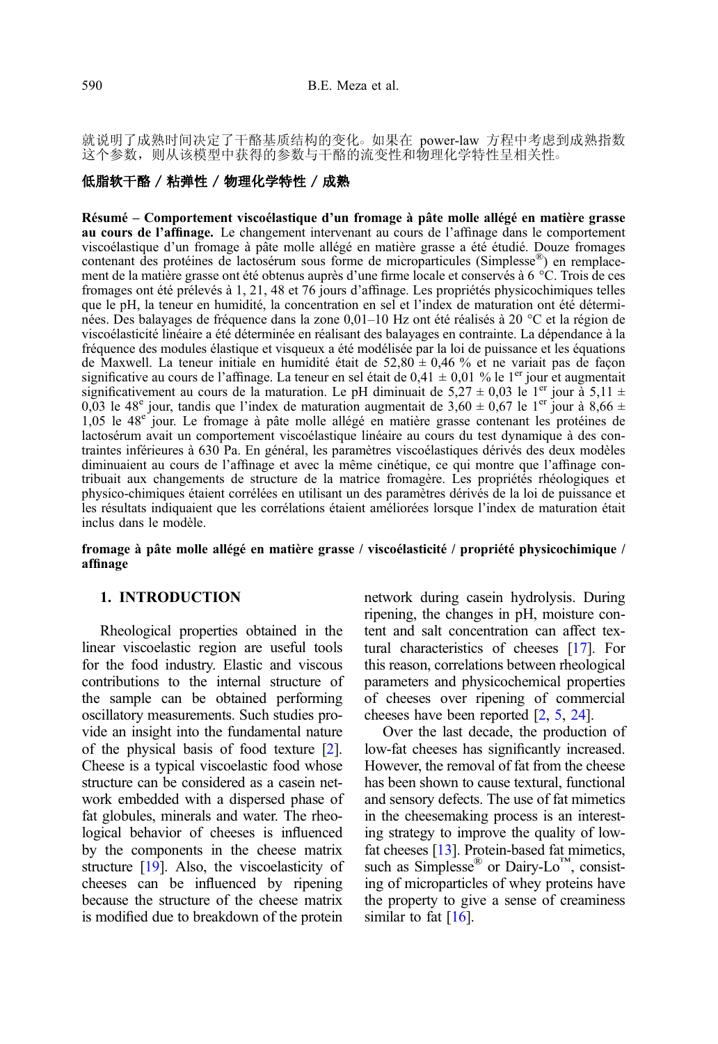就说明了成熟时间决定了干酪基质结构的变化。如果在 power-law 方程中考虑到成熟指数这个参数，则从该模型中获得的参数与干酪的流变性和物理化学特性呈相关性。

**低脂软干酪 / 粘弹性 / 物理化学特性 / 成熟**

**Résumé – Comportement viscoélastique d'un fromage à pâte molle allégé en matière grasse au cours de l'affinage.** Le changement intervenant au cours de l'affinage dans le comportement viscoélastique d'un fromage à pâte molle allégé en matière grasse a été étudié. Douze fromages contenant des protéines de lactosérum sous forme de microparticules (Simplesse®) en remplacement de la matière grasse ont été obtenus auprès d'une firme locale et conservés à 6 °C. Trois de ces fromages ont été prélevés à 1, 21, 48 et 76 jours d'affinage. Les propriétés physicochimiques telles que le pH, la teneur en humidité, la concentration en sel et l'index de maturation ont été déterminées. Des balayages de fréquence dans la zone 0,01–10 Hz ont été réalisés à 20 °C et la région de viscoélasticité linéaire a été déterminée en réalisant des balayages en contrainte. La dépendance à la fréquence des modules élastique et visqueux a été modélisée par la loi de puissance et les équations de Maxwell. La teneur initiale en humidité était de 52,80 ± 0,46 % et ne variait pas de façon significative au cours de l'affinage. La teneur en sel était de 0,41 ± 0,01 % le 1er jour et augmentait significativement au cours de la maturation. Le pH diminuait de 5,27 ± 0,03 le 1er jour à 5,11 ± 0,03 le 48e jour, tandis que l'index de maturation augmentait de 3,60 ± 0,67 le 1er jour à 8,66 ± 1,05 le 48e jour. Le fromage à pâte molle allégé en matière grasse contenant les protéines de lactosérum avait un comportement viscoélastique linéaire au cours du test dynamique à des contraintes inférieures à 630 Pa. En général, les paramètres viscoélastiques dérivés des deux modèles diminuaient au cours de l'affinage et avec la même cinétique, ce qui montre que l'affinage contribuait aux changements de structure de la matrice fromagère. Les propriétés rhéologiques et physico-chimiques étaient corrélées en utilisant un des paramètres dérivés de la loi de puissance et les résultats indiquaient que les corrélations étaient améliorées lorsque l'index de maturation était inclus dans le modèle.

**fromage à pâte molle allégé en matière grasse / viscoélasticité / propriété physicochimique / affinage**

## 1. INTRODUCTION

Rheological properties obtained in the linear viscoelastic region are useful tools for the food industry. Elastic and viscous contributions to the internal structure of the sample can be obtained performing oscillatory measurements. Such studies provide an insight into the fundamental nature of the physical basis of food texture [2]. Cheese is a typical viscoelastic food whose structure can be considered as a casein network embedded with a dispersed phase of fat globules, minerals and water. The rheological behavior of cheeses is influenced by the components in the cheese matrix structure [19]. Also, the viscoelasticity of cheeses can be influenced by ripening because the structure of the cheese matrix is modified due to breakdown of the protein network during casein hydrolysis. During ripening, the changes in pH, moisture content and salt concentration can affect textural characteristics of cheeses [17]. For this reason, correlations between rheological parameters and physicochemical properties of cheeses over ripening of commercial cheeses have been reported [2, 5, 24].

Over the last decade, the production of low-fat cheeses has significantly increased. However, the removal of fat from the cheese has been shown to cause textural, functional and sensory defects. The use of fat mimetics in the cheesemaking process is an interesting strategy to improve the quality of low-fat cheeses [13]. Protein-based fat mimetics, such as Simplesse® or Dairy-Lo™, consisting of microparticles of whey proteins have the property to give a sense of creaminess similar to fat [16].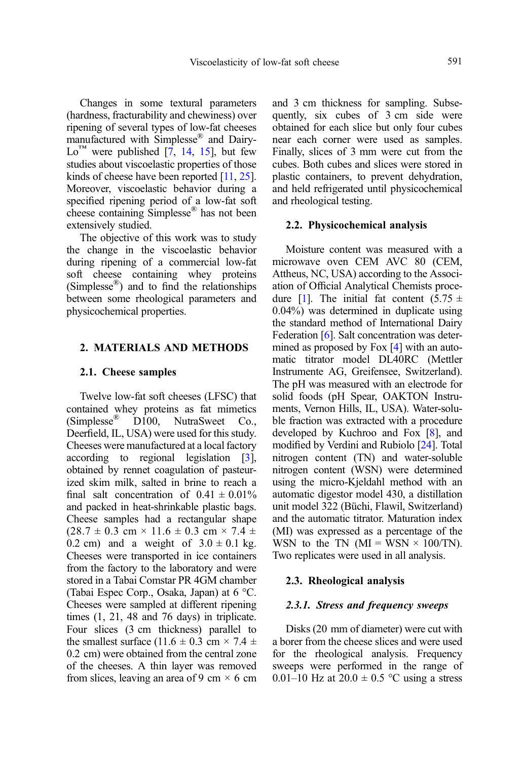Changes in some textural parameters (hardness, fracturability and chewiness) over ripening of several types of low-fat cheeses manufactured with Simplesse® and Dairy-Lo™ were published [7, 14, 15], but few studies about viscoelastic properties of those kinds of cheese have been reported [11, 25]. Moreover, viscoelastic behavior during a specified ripening period of a low-fat soft cheese containing Simplesse® has not been extensively studied.

The objective of this work was to study the change in the viscoelastic behavior during ripening of a commercial low-fat soft cheese containing whey proteins (Simplesse®) and to find the relationships between some rheological parameters and physicochemical properties.

## 2. MATERIALS AND METHODS

### 2.1. Cheese samples

Twelve low-fat soft cheeses (LFSC) that contained whey proteins as fat mimetics (Simplesse® D100, NutraSweet Co., Deerfield, IL, USA) were used for this study. Cheeses were manufactured at a local factory according to regional legislation [3], obtained by rennet coagulation of pasteurized skim milk, salted in brine to reach a final salt concentration of 0.41 ± 0.01% and packed in heat-shrinkable plastic bags. Cheese samples had a rectangular shape (28.7 ± 0.3 cm × 11.6 ± 0.3 cm × 7.4 ± 0.2 cm) and a weight of 3.0 ± 0.1 kg. Cheeses were transported in ice containers from the factory to the laboratory and were stored in a Tabai Comstar PR 4GM chamber (Tabai Espec Corp., Osaka, Japan) at 6 °C. Cheeses were sampled at different ripening times (1, 21, 48 and 76 days) in triplicate. Four slices (3 cm thickness) parallel to the smallest surface (11.6 ± 0.3 cm × 7.4 ± 0.2 cm) were obtained from the central zone of the cheeses. A thin layer was removed from slices, leaving an area of 9 cm × 6 cm and 3 cm thickness for sampling. Subsequently, six cubes of 3 cm side were obtained for each slice but only four cubes near each corner were used as samples. Finally, slices of 3 mm were cut from the cubes. Both cubes and slices were stored in plastic containers, to prevent dehydration, and held refrigerated until physicochemical and rheological testing.

### 2.2. Physicochemical analysis

Moisture content was measured with a microwave oven CEM AVC 80 (CEM, Attheus, NC, USA) according to the Association of Official Analytical Chemists procedure [1]. The initial fat content (5.75 ± 0.04%) was determined in duplicate using the standard method of International Dairy Federation [6]. Salt concentration was determined as proposed by Fox [4] with an automatic titrator model DL40RC (Mettler Instrumente AG, Greifensee, Switzerland). The pH was measured with an electrode for solid foods (pH Spear, OAKTON Instruments, Vernon Hills, IL, USA). Water-soluble fraction was extracted with a procedure developed by Kuchroo and Fox [8], and modified by Verdini and Rubiolo [24]. Total nitrogen content (TN) and water-soluble nitrogen content (WSN) were determined using the micro-Kjeldahl method with an automatic digestor model 430, a distillation unit model 322 (Büchi, Flawil, Switzerland) and the automatic titrator. Maturation index (MI) was expressed as a percentage of the WSN to the TN (MI = WSN × 100/TN). Two replicates were used in all analysis.

### 2.3. Rheological analysis

#### *2.3.1. Stress and frequency sweeps*

Disks (20 mm of diameter) were cut with a borer from the cheese slices and were used for the rheological analysis. Frequency sweeps were performed in the range of 0.01–10 Hz at 20.0 ± 0.5 °C using a stress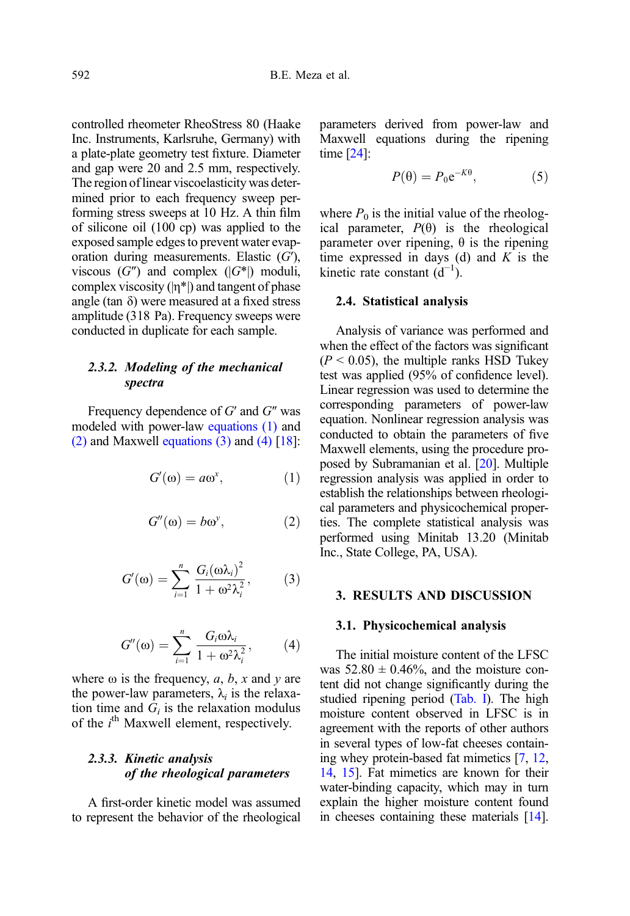controlled rheometer RheoStress 80 (Haake Inc. Instruments, Karlsruhe, Germany) with a plate-plate geometry test fixture. Diameter and gap were 20 and 2.5 mm, respectively. The region of linear viscoelasticity was determined prior to each frequency sweep performing stress sweeps at 10 Hz. A thin film of silicone oil (100 cp) was applied to the exposed sample edges to prevent water evaporation during measurements. Elastic ($G'$), viscous ($G''$) and complex ($|G^*|$) moduli, complex viscosity ($|\eta^*|$) and tangent of phase angle ($\tan\delta$) were measured at a fixed stress amplitude (318 Pa). Frequency sweeps were conducted in duplicate for each sample.

#### 2.3.2. *Modeling of the mechanical spectra*

Frequency dependence of $G'$ and $G''$ was modeled with power-law equations (1) and (2) and Maxwell equations (3) and (4) [18]:

$$G'(\omega) = a\omega^{x}, \tag{1}$$

$$G''(\omega) = b\omega^{y}, \tag{2}$$

$$G'(\omega) = \sum_{i=1}^{n} \frac{G_i(\omega\lambda_i)^2}{1+\omega^2\lambda_i^2}, \tag{3}$$

$$G''(\omega) = \sum_{i=1}^{n} \frac{G_i\omega\lambda_i}{1+\omega^2\lambda_i^2}, \tag{4}$$

where $\omega$ is the frequency, $a$, $b$, $x$ and $y$ are the power-law parameters, $\lambda_i$ is the relaxation time and $G_i$ is the relaxation modulus of the $i^{\text{th}}$ Maxwell element, respectively.

#### 2.3.3. *Kinetic analysis of the rheological parameters*

A first-order kinetic model was assumed to represent the behavior of the rheological parameters derived from power-law and Maxwell equations during the ripening time [24]:

$$P(\theta) = P_0 e^{-K\theta}, \tag{5}$$

where $P_0$ is the initial value of the rheological parameter, $P(\theta)$ is the rheological parameter over ripening, $\theta$ is the ripening time expressed in days (d) and $K$ is the kinetic rate constant ($d^{-1}$).

### 2.4. Statistical analysis

Analysis of variance was performed and when the effect of the factors was significant ($P < 0.05$), the multiple ranks HSD Tukey test was applied (95% of confidence level). Linear regression was used to determine the corresponding parameters of power-law equation. Nonlinear regression analysis was conducted to obtain the parameters of five Maxwell elements, using the procedure proposed by Subramanian et al. [20]. Multiple regression analysis was applied in order to establish the relationships between rheological parameters and physicochemical properties. The complete statistical analysis was performed using Minitab 13.20 (Minitab Inc., State College, PA, USA).

## 3. RESULTS AND DISCUSSION

### 3.1. Physicochemical analysis

The initial moisture content of the LFSC was 52.80 ± 0.46%, and the moisture content did not change significantly during the studied ripening period (Tab. I). The high moisture content observed in LFSC is in agreement with the reports of other authors in several types of low-fat cheeses containing whey protein-based fat mimetics [7, 12, 14, 15]. Fat mimetics are known for their water-binding capacity, which may in turn explain the higher moisture content found in cheeses containing these materials [14].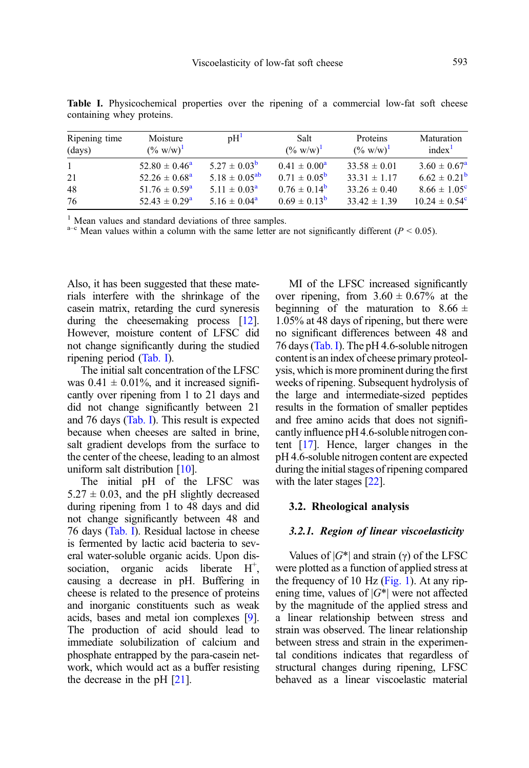**Table I.** Physicochemical properties over the ripening of a commercial low-fat soft cheese containing whey proteins.

| Ripening time (days) | Moisture (% w/w)[1] | pH[1] | Salt (% w/w)[1] | Proteins (% w/w)[1] | Maturation index[1] |
|---|---|---|---|---|---|
| 1 | 52.80 ± 0.46[a] | 5.27 ± 0.03[b] | 0.41 ± 0.00[a] | 33.58 ± 0.01 | 3.60 ± 0.67[a] |
| 21 | 52.26 ± 0.68[a] | 5.18 ± 0.05[ab] | 0.71 ± 0.05[b] | 33.31 ± 1.17 | 6.62 ± 0.21[b] |
| 48 | 51.76 ± 0.59[a] | 5.11 ± 0.03[a] | 0.76 ± 0.14[b] | 33.26 ± 0.40 | 8.66 ± 1.05[c] |
| 76 | 52.43 ± 0.29[a] | 5.16 ± 0.04[a] | 0.69 ± 0.13[b] | 33.42 ± 1.39 | 10.24 ± 0.54[c] |

[1] Mean values and standard deviations of three samples.
[a–c] Mean values within a column with the same letter are not significantly different ($P < 0.05$).

Also, it has been suggested that these materials interfere with the shrinkage of the casein matrix, retarding the curd syneresis during the cheesemaking process [12]. However, moisture content of LFSC did not change significantly during the studied ripening period (Tab. I).

The initial salt concentration of the LFSC was 0.41 ± 0.01%, and it increased significantly over ripening from 1 to 21 days and did not change significantly between 21 and 76 days (Tab. I). This result is expected because when cheeses are salted in brine, salt gradient develops from the surface to the center of the cheese, leading to an almost uniform salt distribution [10].

The initial pH of the LFSC was 5.27 ± 0.03, and the pH slightly decreased during ripening from 1 to 48 days and did not change significantly between 48 and 76 days (Tab. I). Residual lactose in cheese is fermented by lactic acid bacteria to several water-soluble organic acids. Upon dissociation, organic acids liberate $H^+$, causing a decrease in pH. Buffering in cheese is related to the presence of proteins and inorganic constituents such as weak acids, bases and metal ion complexes [9]. The production of acid should lead to immediate solubilization of calcium and phosphate entrapped by the para-casein network, which would act as a buffer resisting the decrease in the pH [21].

MI of the LFSC increased significantly over ripening, from 3.60 ± 0.67% at the beginning of the maturation to 8.66 ± 1.05% at 48 days of ripening, but there were no significant differences between 48 and 76 days (Tab. I). The pH 4.6-soluble nitrogen content is an index of cheese primary proteolysis, which is more prominent during the first weeks of ripening. Subsequent hydrolysis of the large and intermediate-sized peptides results in the formation of smaller peptides and free amino acids that does not significantly influence pH 4.6-soluble nitrogen content [17]. Hence, larger changes in the pH 4.6-soluble nitrogen content are expected during the initial stages of ripening compared with the later stages [22].

### 3.2. Rheological analysis

#### *3.2.1. Region of linear viscoelasticity*

Values of $|G^*|$ and strain ($\gamma$) of the LFSC were plotted as a function of applied stress at the frequency of 10 Hz (Fig. 1). At any ripening time, values of $|G^*|$ were not affected by the magnitude of the applied stress and a linear relationship between stress and strain was observed. The linear relationship between stress and strain in the experimental conditions indicates that regardless of structural changes during ripening, LFSC behaved as a linear viscoelastic material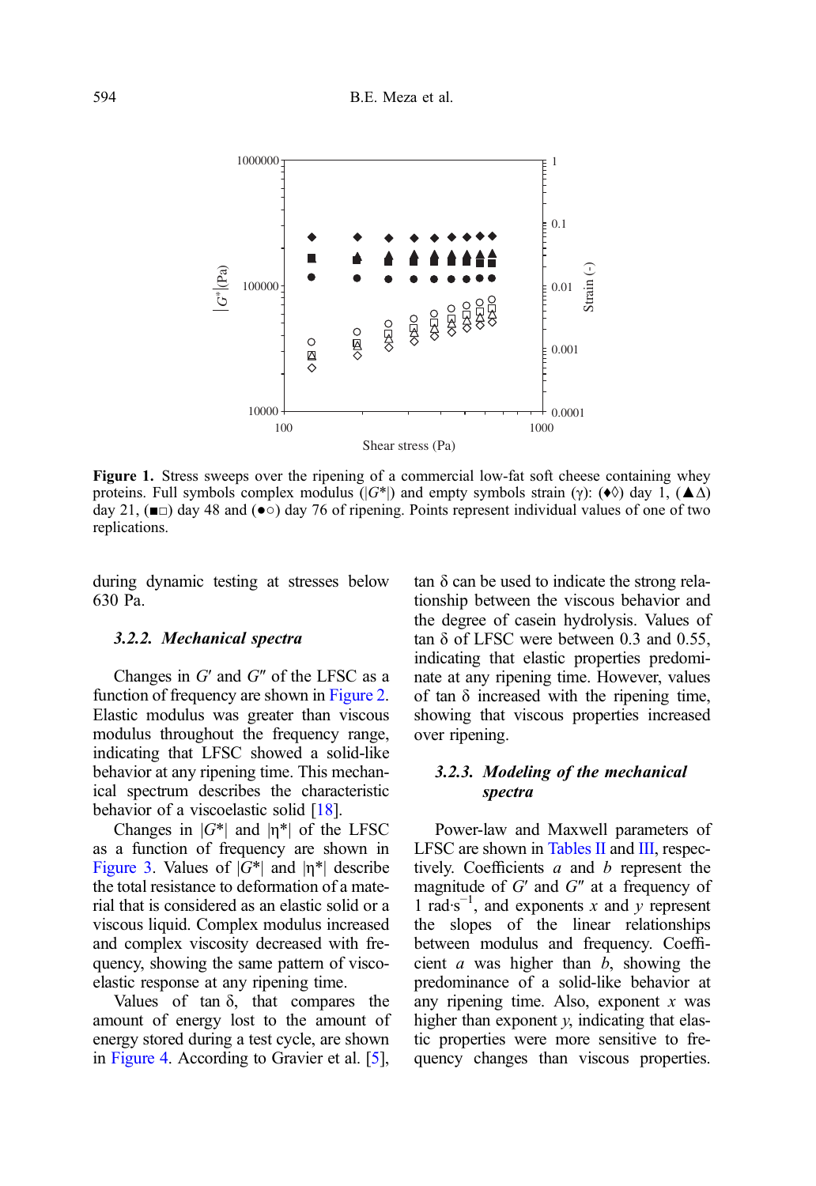**Figure 1.** Stress sweeps over the ripening of a commercial low-fat soft cheese containing whey proteins. Full symbols complex modulus ($|G^*|$) and empty symbols strain ($\gamma$): (♦◊) day 1, (▲∆) day 21, (■□) day 48 and (●○) day 76 of ripening. Points represent individual values of one of two replications.

during dynamic testing at stresses below 630 Pa.

### 3.2.2. *Mechanical spectra*

Changes in $G'$ and $G''$ of the LFSC as a function of frequency are shown in Figure 2. Elastic modulus was greater than viscous modulus throughout the frequency range, indicating that LFSC showed a solid-like behavior at any ripening time. This mechanical spectrum describes the characteristic behavior of a viscoelastic solid [18].

Changes in $|G^*|$ and $|\eta^*|$ of the LFSC as a function of frequency are shown in Figure 3. Values of $|G^*|$ and $|\eta^*|$ describe the total resistance to deformation of a material that is considered as an elastic solid or a viscous liquid. Complex modulus increased and complex viscosity decreased with frequency, showing the same pattern of viscoelastic response at any ripening time.

Values of tan $\delta$, that compares the amount of energy lost to the amount of energy stored during a test cycle, are shown in Figure 4. According to Gravier et al. [5], tan $\delta$ can be used to indicate the strong relationship between the viscous behavior and the degree of casein hydrolysis. Values of tan $\delta$ of LFSC were between 0.3 and 0.55, indicating that elastic properties predominate at any ripening time. However, values of tan $\delta$ increased with the ripening time, showing that viscous properties increased over ripening.

### 3.2.3. *Modeling of the mechanical spectra*

Power-law and Maxwell parameters of LFSC are shown in Tables II and III, respectively. Coefficients $a$ and $b$ represent the magnitude of $G'$ and $G''$ at a frequency of 1 rad·s$^{-1}$, and exponents $x$ and $y$ represent the slopes of the linear relationships between modulus and frequency. Coefficient $a$ was higher than $b$, showing the predominance of a solid-like behavior at any ripening time. Also, exponent $x$ was higher than exponent $y$, indicating that elastic properties were more sensitive to frequency changes than viscous properties.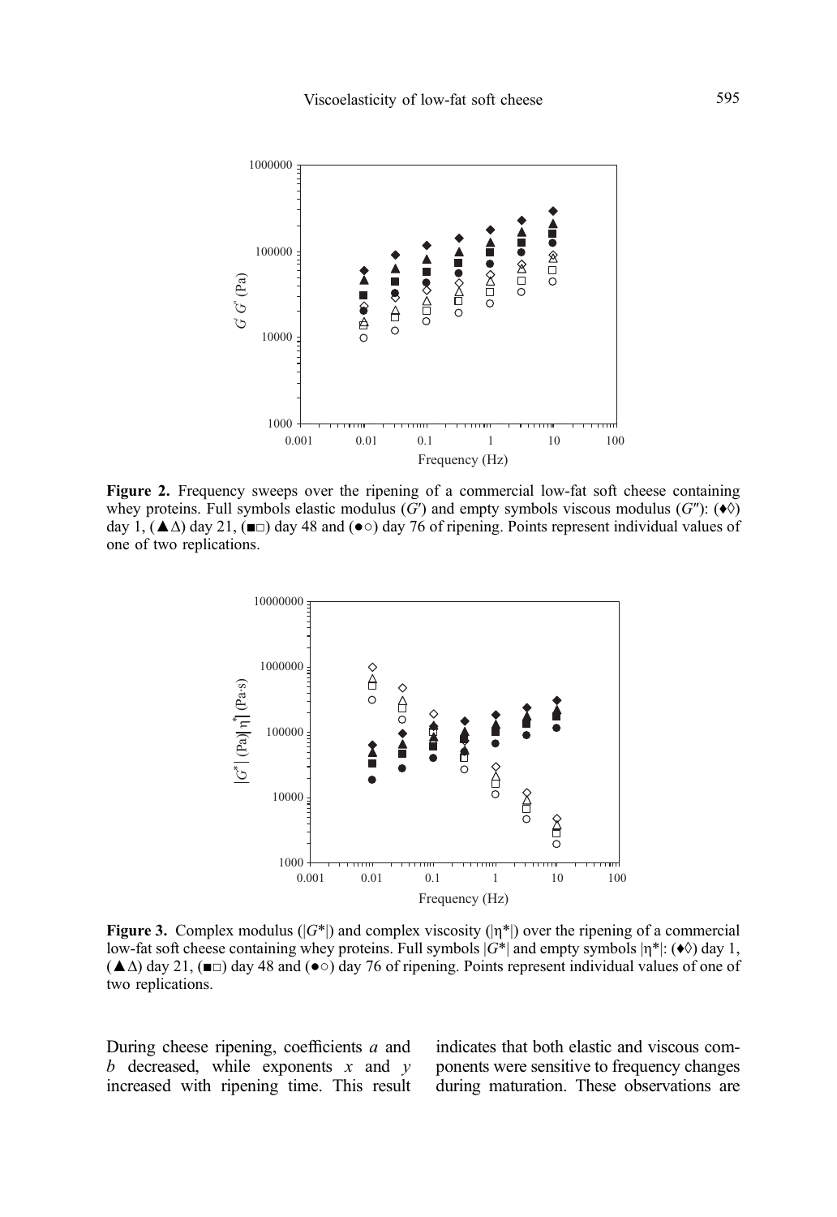**Figure 2.** Frequency sweeps over the ripening of a commercial low-fat soft cheese containing whey proteins. Full symbols elastic modulus ($G'$) and empty symbols viscous modulus ($G''$): (♦◊) day 1, (▲∆) day 21, (■□) day 48 and (●○) day 76 of ripening. Points represent individual values of one of two replications.

**Figure 3.** Complex modulus ($|G^*|$) and complex viscosity ($|\eta^*|$) over the ripening of a commercial low-fat soft cheese containing whey proteins. Full symbols $|G^*|$ and empty symbols $|\eta^*|$: (♦◊) day 1, (▲∆) day 21, (■□) day 48 and (●○) day 76 of ripening. Points represent individual values of one of two replications.

During cheese ripening, coefficients $a$ and $b$ decreased, while exponents $x$ and $y$ increased with ripening time. This result indicates that both elastic and viscous components were sensitive to frequency changes during maturation. These observations are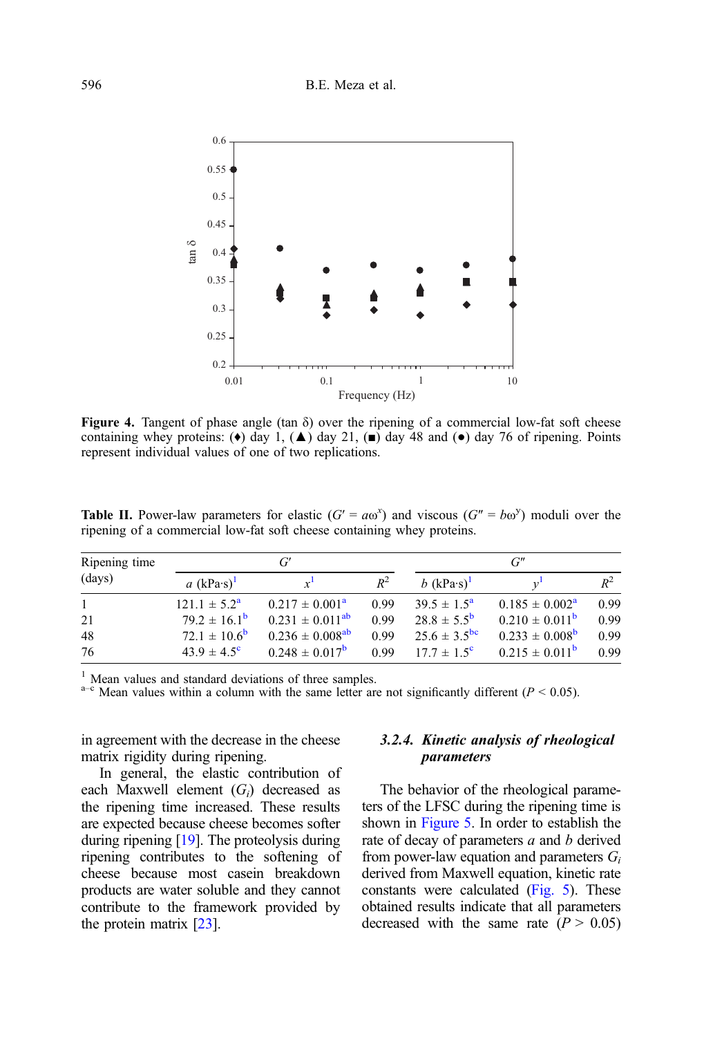Figure 4. Tangent of phase angle (tan δ) over the ripening of a commercial low-fat soft cheese containing whey proteins: (♦) day 1, (▲) day 21, (■) day 48 and (●) day 76 of ripening. Points represent individual values of one of two replications.

**Table II.** Power-law parameters for elastic ($G' = a\omega^x$) and viscous ($G'' = b\omega^y$) moduli over the ripening of a commercial low-fat soft cheese containing whey proteins.

| Ripening time (days) | $G'$ | | | $G''$ | | |
|---|---|---|---|---|---|---|
| | $a$ (kPa·s)[1] | $x$[1] | $R^2$ | $b$ (kPa·s)[1] | $y$[1] | $R^2$ |
| 1 | 121.1 ± 5.2[a] | 0.217 ± 0.001[a] | 0.99 | 39.5 ± 1.5[a] | 0.185 ± 0.002[a] | 0.99 |
| 21 | 79.2 ± 16.1[b] | 0.231 ± 0.011[ab] | 0.99 | 28.8 ± 5.5[b] | 0.210 ± 0.011[b] | 0.99 |
| 48 | 72.1 ± 10.6[b] | 0.236 ± 0.008[ab] | 0.99 | 25.6 ± 3.5[bc] | 0.233 ± 0.008[b] | 0.99 |
| 76 | 43.9 ± 4.5[c] | 0.248 ± 0.017[b] | 0.99 | 17.7 ± 1.5[c] | 0.215 ± 0.011[b] | 0.99 |

[1] Mean values and standard deviations of three samples.
[a–c] Mean values within a column with the same letter are not significantly different ($P < 0.05$).

in agreement with the decrease in the cheese matrix rigidity during ripening.

In general, the elastic contribution of each Maxwell element ($G_i$) decreased as the ripening time increased. These results are expected because cheese becomes softer during ripening [19]. The proteolysis during ripening contributes to the softening of cheese because most casein breakdown products are water soluble and they cannot contribute to the framework provided by the protein matrix [23].

### 3.2.4. Kinetic analysis of rheological parameters

The behavior of the rheological parameters of the LFSC during the ripening time is shown in Figure 5. In order to establish the rate of decay of parameters $a$ and $b$ derived from power-law equation and parameters $G_i$ derived from Maxwell equation, kinetic rate constants were calculated (Fig. 5). These obtained results indicate that all parameters decreased with the same rate ($P > 0.05$)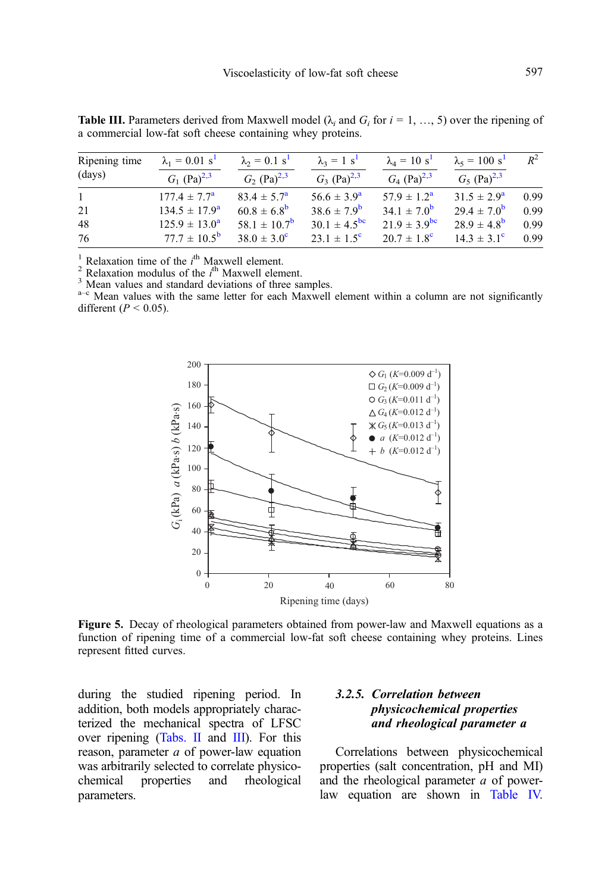**Table III.** Parameters derived from Maxwell model ($\lambda_i$ and $G_i$ for $i$ = 1, …, 5) over the ripening of a commercial low-fat soft cheese containing whey proteins.

| Ripening time (days) | $\lambda_1$ = 0.01 s[1] | $\lambda_2$ = 0.1 s[1] | $\lambda_3$ = 1 s[1] | $\lambda_4$ = 10 s[1] | $\lambda_5$ = 100 s[1] | $R^2$ |
|---|---|---|---|---|---|---|
| | $G_1$ (Pa)[2,3] | $G_2$ (Pa)[2,3] | $G_3$ (Pa)[2,3] | $G_4$ (Pa)[2,3] | $G_5$ (Pa)[2,3] | |
| 1 | 177.4 ± 7.7[a] | 83.4 ± 5.7[a] | 56.6 ± 3.9[a] | 57.9 ± 1.2[a] | 31.5 ± 2.9[a] | 0.99 |
| 21 | 134.5 ± 17.9[a] | 60.8 ± 6.8[b] | 38.6 ± 7.9[b] | 34.1 ± 7.0[b] | 29.4 ± 7.0[b] | 0.99 |
| 48 | 125.9 ± 13.0[a] | 58.1 ± 10.7[b] | 30.1 ± 4.5[bc] | 21.9 ± 3.9[bc] | 28.9 ± 4.8[b] | 0.99 |
| 76 | 77.7 ± 10.5[b] | 38.0 ± 3.0[c] | 23.1 ± 1.5[c] | 20.7 ± 1.8[c] | 14.3 ± 3.1[c] | 0.99 |

[1] Relaxation time of the $i^{th}$ Maxwell element.
[2] Relaxation modulus of the $i^{th}$ Maxwell element.
[3] Mean values and standard deviations of three samples.
[a–c] Mean values with the same letter for each Maxwell element within a column are not significantly different ($P < 0.05$).

**Figure 5.** Decay of rheological parameters obtained from power-law and Maxwell equations as a function of ripening time of a commercial low-fat soft cheese containing whey proteins. Lines represent fitted curves.

during the studied ripening period. In addition, both models appropriately characterized the mechanical spectra of LFSC over ripening (Tabs. II and III). For this reason, parameter $a$ of power-law equation was arbitrarily selected to correlate physicochemical properties and rheological parameters.

### 3.2.5. *Correlation between physicochemical properties and rheological parameter a*

Correlations between physicochemical properties (salt concentration, pH and MI) and the rheological parameter $a$ of power-law equation are shown in Table IV.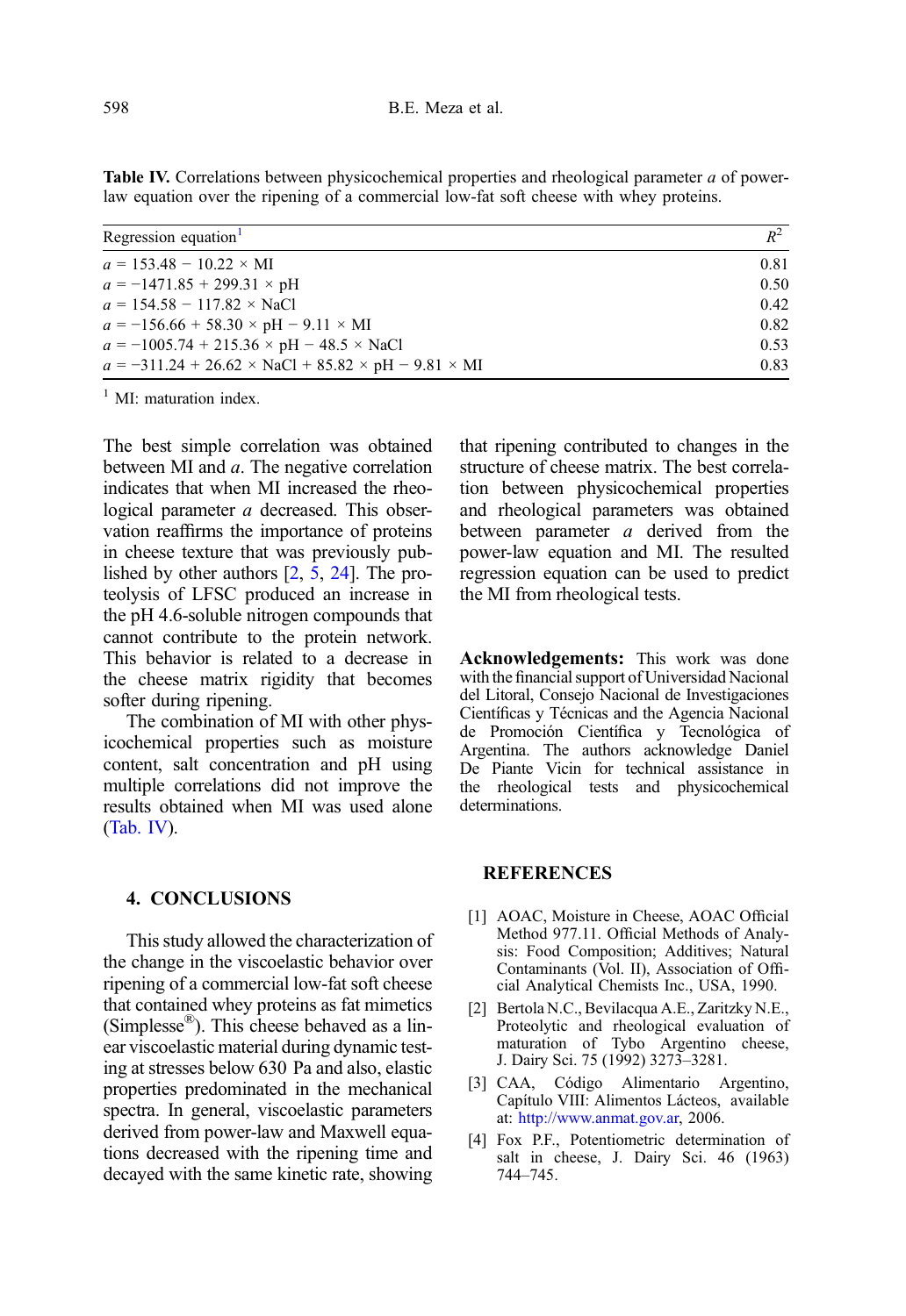**Table IV.** Correlations between physicochemical properties and rheological parameter *a* of power-law equation over the ripening of a commercial low-fat soft cheese with whey proteins.

| Regression equation[1] | $R^2$ |
|---|---|
| $a = 153.48 - 10.22 \times \text{MI}$ | 0.81 |
| $a = -1471.85 + 299.31 \times \text{pH}$ | 0.50 |
| $a = 154.58 - 117.82 \times \text{NaCl}$ | 0.42 |
| $a = -156.66 + 58.30 \times \text{pH} - 9.11 \times \text{MI}$ | 0.82 |
| $a = -1005.74 + 215.36 \times \text{pH} - 48.5 \times \text{NaCl}$ | 0.53 |
| $a = -311.24 + 26.62 \times \text{NaCl} + 85.82 \times \text{pH} - 9.81 \times \text{MI}$ | 0.83 |

[1] MI: maturation index.

The best simple correlation was obtained between MI and *a*. The negative correlation indicates that when MI increased the rheological parameter *a* decreased. This observation reaffirms the importance of proteins in cheese texture that was previously published by other authors [2, 5, 24]. The proteolysis of LFSC produced an increase in the pH 4.6-soluble nitrogen compounds that cannot contribute to the protein network. This behavior is related to a decrease in the cheese matrix rigidity that becomes softer during ripening.

The combination of MI with other physicochemical properties such as moisture content, salt concentration and pH using multiple correlations did not improve the results obtained when MI was used alone (Tab. IV).

## 4. CONCLUSIONS

This study allowed the characterization of the change in the viscoelastic behavior over ripening of a commercial low-fat soft cheese that contained whey proteins as fat mimetics (Simplesse®). This cheese behaved as a linear viscoelastic material during dynamic testing at stresses below 630 Pa and also, elastic properties predominated in the mechanical spectra. In general, viscoelastic parameters derived from power-law and Maxwell equations decreased with the ripening time and decayed with the same kinetic rate, showing that ripening contributed to changes in the structure of cheese matrix. The best correlation between physicochemical properties and rheological parameters was obtained between parameter *a* derived from the power-law equation and MI. The resulted regression equation can be used to predict the MI from rheological tests.

**Acknowledgements:** This work was done with the financial support of Universidad Nacional del Litoral, Consejo Nacional de Investigaciones Científicas y Técnicas and the Agencia Nacional de Promoción Científica y Tecnológica of Argentina. The authors acknowledge Daniel De Piante Vicin for technical assistance in the rheological tests and physicochemical determinations.

## REFERENCES

[1] AOAC, Moisture in Cheese, AOAC Official Method 977.11. Official Methods of Analysis: Food Composition; Additives; Natural Contaminants (Vol. II), Association of Official Analytical Chemists Inc., USA, 1990.

[2] Bertola N.C., Bevilacqua A.E., Zaritzky N.E., Proteolytic and rheological evaluation of maturation of Tybo Argentino cheese, J. Dairy Sci. 75 (1992) 3273–3281.

[3] CAA, Código Alimentario Argentino, Capítulo VIII: Alimentos Lácteos, available at: http://www.anmat.gov.ar, 2006.

[4] Fox P.F., Potentiometric determination of salt in cheese, J. Dairy Sci. 46 (1963) 744–745.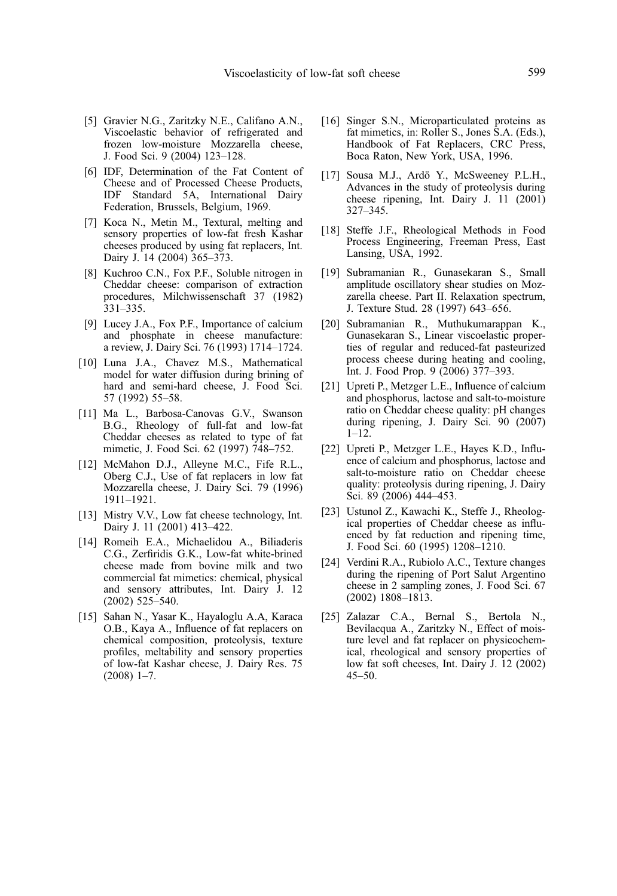[5] Gravier N.G., Zaritzky N.E., Califano A.N., Viscoelastic behavior of refrigerated and frozen low-moisture Mozzarella cheese, J. Food Sci. 9 (2004) 123–128.

[6] IDF, Determination of the Fat Content of Cheese and of Processed Cheese Products, IDF Standard 5A, International Dairy Federation, Brussels, Belgium, 1969.

[7] Koca N., Metin M., Textural, melting and sensory properties of low-fat fresh Kashar cheeses produced by using fat replacers, Int. Dairy J. 14 (2004) 365–373.

[8] Kuchroo C.N., Fox P.F., Soluble nitrogen in Cheddar cheese: comparison of extraction procedures, Milchwissenschaft 37 (1982) 331–335.

[9] Lucey J.A., Fox P.F., Importance of calcium and phosphate in cheese manufacture: a review, J. Dairy Sci. 76 (1993) 1714–1724.

[10] Luna J.A., Chavez M.S., Mathematical model for water diffusion during brining of hard and semi-hard cheese, J. Food Sci. 57 (1992) 55–58.

[11] Ma L., Barbosa-Canovas G.V., Swanson B.G., Rheology of full-fat and low-fat Cheddar cheeses as related to type of fat mimetic, J. Food Sci. 62 (1997) 748–752.

[12] McMahon D.J., Alleyne M.C., Fife R.L., Oberg C.J., Use of fat replacers in low fat Mozzarella cheese, J. Dairy Sci. 79 (1996) 1911–1921.

[13] Mistry V.V., Low fat cheese technology, Int. Dairy J. 11 (2001) 413–422.

[14] Romeih E.A., Michaelidou A., Biliaderis C.G., Zerfiridis G.K., Low-fat white-brined cheese made from bovine milk and two commercial fat mimetics: chemical, physical and sensory attributes, Int. Dairy J. 12 (2002) 525–540.

[15] Sahan N., Yasar K., Hayaloglu A.A, Karaca O.B., Kaya A., Influence of fat replacers on chemical composition, proteolysis, texture profiles, meltability and sensory properties of low-fat Kashar cheese, J. Dairy Res. 75 (2008) 1–7.

[16] Singer S.N., Microparticulated proteins as fat mimetics, in: Roller S., Jones S.A. (Eds.), Handbook of Fat Replacers, CRC Press, Boca Raton, New York, USA, 1996.

[17] Sousa M.J., Ardö Y., McSweeney P.L.H., Advances in the study of proteolysis during cheese ripening, Int. Dairy J. 11 (2001) 327–345.

[18] Steffe J.F., Rheological Methods in Food Process Engineering, Freeman Press, East Lansing, USA, 1992.

[19] Subramanian R., Gunasekaran S., Small amplitude oscillatory shear studies on Mozzarella cheese. Part II. Relaxation spectrum, J. Texture Stud. 28 (1997) 643–656.

[20] Subramanian R., Muthukumarappan K., Gunasekaran S., Linear viscoelastic properties of regular and reduced-fat pasteurized process cheese during heating and cooling, Int. J. Food Prop. 9 (2006) 377–393.

[21] Upreti P., Metzger L.E., Influence of calcium and phosphorus, lactose and salt-to-moisture ratio on Cheddar cheese quality: pH changes during ripening, J. Dairy Sci. 90 (2007) 1–12.

[22] Upreti P., Metzger L.E., Hayes K.D., Influence of calcium and phosphorus, lactose and salt-to-moisture ratio on Cheddar cheese quality: proteolysis during ripening, J. Dairy Sci. 89 (2006) 444–453.

[23] Ustunol Z., Kawachi K., Steffe J., Rheological properties of Cheddar cheese as influenced by fat reduction and ripening time, J. Food Sci. 60 (1995) 1208–1210.

[24] Verdini R.A., Rubiolo A.C., Texture changes during the ripening of Port Salut Argentino cheese in 2 sampling zones, J. Food Sci. 67 (2002) 1808–1813.

[25] Zalazar C.A., Bernal S., Bertola N., Bevilacqua A., Zaritzky N., Effect of moisture level and fat replacer on physicochemical, rheological and sensory properties of low fat soft cheeses, Int. Dairy J. 12 (2002) 45–50.